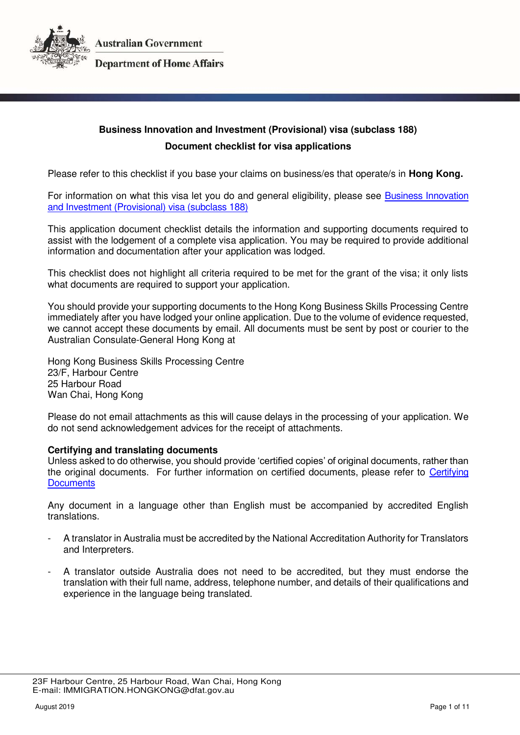Australian Government

Department of Home Affairs

**Business Innovation and Investment (Provisional) visa (subclass 188)**

**Document checklist for visa applications**

Please refer to this checklist if you base your claims on business/es that operate/s in **Hong Kong.**

For information on what this visa let you do and general eligibility, please see [Business Innovation and Investment (Provisional) visa (subclass 188)]()

This application document checklist details the information and supporting documents required to assist with the lodgement of a complete visa application. You may be required to provide additional information and documentation after your application was lodged.

This checklist does not highlight all criteria required to be met for the grant of the visa; it only lists what documents are required to support your application.

You should provide your supporting documents to the Hong Kong Business Skills Processing Centre immediately after you have lodged your online application. Due to the volume of evidence requested, we cannot accept these documents by email. All documents must be sent by post or courier to the Australian Consulate-General Hong Kong at

Hong Kong Business Skills Processing Centre
23/F, Harbour Centre
25 Harbour Road
Wan Chai, Hong Kong

Please do not email attachments as this will cause delays in the processing of your application. We do not send acknowledgement advices for the receipt of attachments.

**Certifying and translating documents**

Unless asked to do otherwise, you should provide 'certified copies' of original documents, rather than the original documents. For further information on certified documents, please refer to [Certifying Documents]()

Any document in a language other than English must be accompanied by accredited English translations.

- A translator in Australia must be accredited by the National Accreditation Authority for Translators and Interpreters.
- A translator outside Australia does not need to be accredited, but they must endorse the translation with their full name, address, telephone number, and details of their qualifications and experience in the language being translated.

23F Harbour Centre, 25 Harbour Road, Wan Chai, Hong Kong
E-mail: IMMIGRATION.HONGKONG@dfat.gov.au

August 2019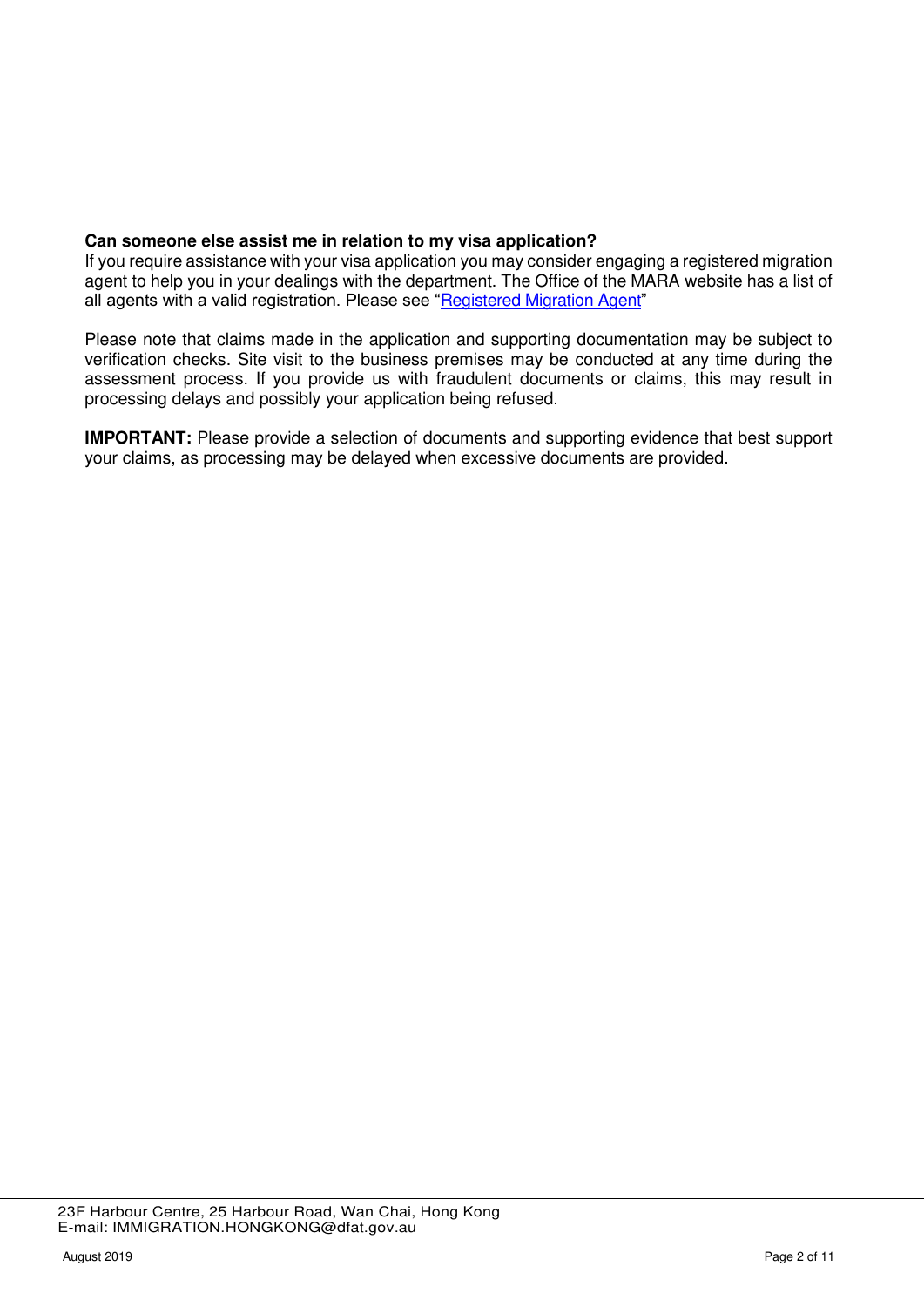**Can someone else assist me in relation to my visa application?**

If you require assistance with your visa application you may consider engaging a registered migration agent to help you in your dealings with the department. The Office of the MARA website has a list of all agents with a valid registration. Please see "Registered Migration Agent"

Please note that claims made in the application and supporting documentation may be subject to verification checks. Site visit to the business premises may be conducted at any time during the assessment process. If you provide us with fraudulent documents or claims, this may result in processing delays and possibly your application being refused.

**IMPORTANT:** Please provide a selection of documents and supporting evidence that best support your claims, as processing may be delayed when excessive documents are provided.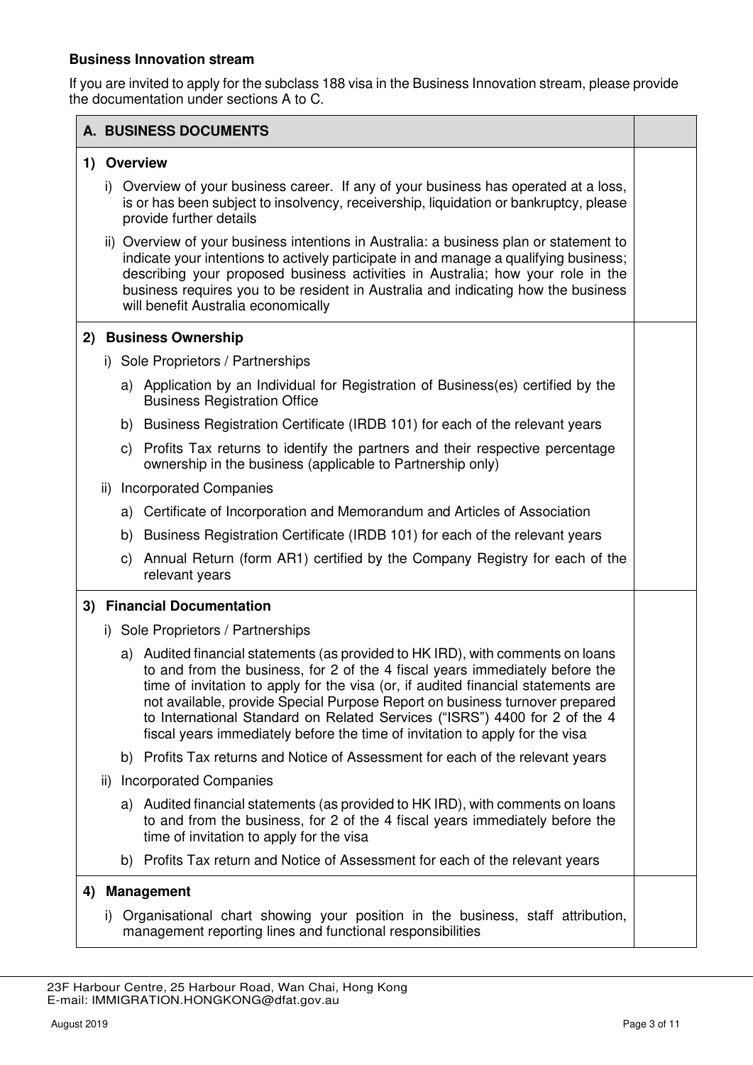**Business Innovation stream**

If you are invited to apply for the subclass 188 visa in the Business Innovation stream, please provide the documentation under sections A to C.

| A. BUSINESS DOCUMENTS | |
|---|---|
| **1) Overview**<br>i) Overview of your business career. If any of your business has operated at a loss, is or has been subject to insolvency, receivership, liquidation or bankruptcy, please provide further details<br>ii) Overview of your business intentions in Australia: a business plan or statement to indicate your intentions to actively participate in and manage a qualifying business; describing your proposed business activities in Australia; how your role in the business requires you to be resident in Australia and indicating how the business will benefit Australia economically | |
| **2) Business Ownership**<br>i) Sole Proprietors / Partnerships<br>a) Application by an Individual for Registration of Business(es) certified by the Business Registration Office<br>b) Business Registration Certificate (IRDB 101) for each of the relevant years<br>c) Profits Tax returns to identify the partners and their respective percentage ownership in the business (applicable to Partnership only)<br>ii) Incorporated Companies<br>a) Certificate of Incorporation and Memorandum and Articles of Association<br>b) Business Registration Certificate (IRDB 101) for each of the relevant years<br>c) Annual Return (form AR1) certified by the Company Registry for each of the relevant years | |
| **3) Financial Documentation**<br>i) Sole Proprietors / Partnerships<br>a) Audited financial statements (as provided to HK IRD), with comments on loans to and from the business, for 2 of the 4 fiscal years immediately before the time of invitation to apply for the visa (or, if audited financial statements are not available, provide Special Purpose Report on business turnover prepared to International Standard on Related Services ("ISRS") 4400 for 2 of the 4 fiscal years immediately before the time of invitation to apply for the visa<br>b) Profits Tax returns and Notice of Assessment for each of the relevant years<br>ii) Incorporated Companies<br>a) Audited financial statements (as provided to HK IRD), with comments on loans to and from the business, for 2 of the 4 fiscal years immediately before the time of invitation to apply for the visa<br>b) Profits Tax return and Notice of Assessment for each of the relevant years | |
| **4) Management**<br>i) Organisational chart showing your position in the business, staff attribution, management reporting lines and functional responsibilities | |

23F Harbour Centre, 25 Harbour Road, Wan Chai, Hong Kong
E-mail: IMMIGRATION.HONGKONG@dfat.gov.au

August 2019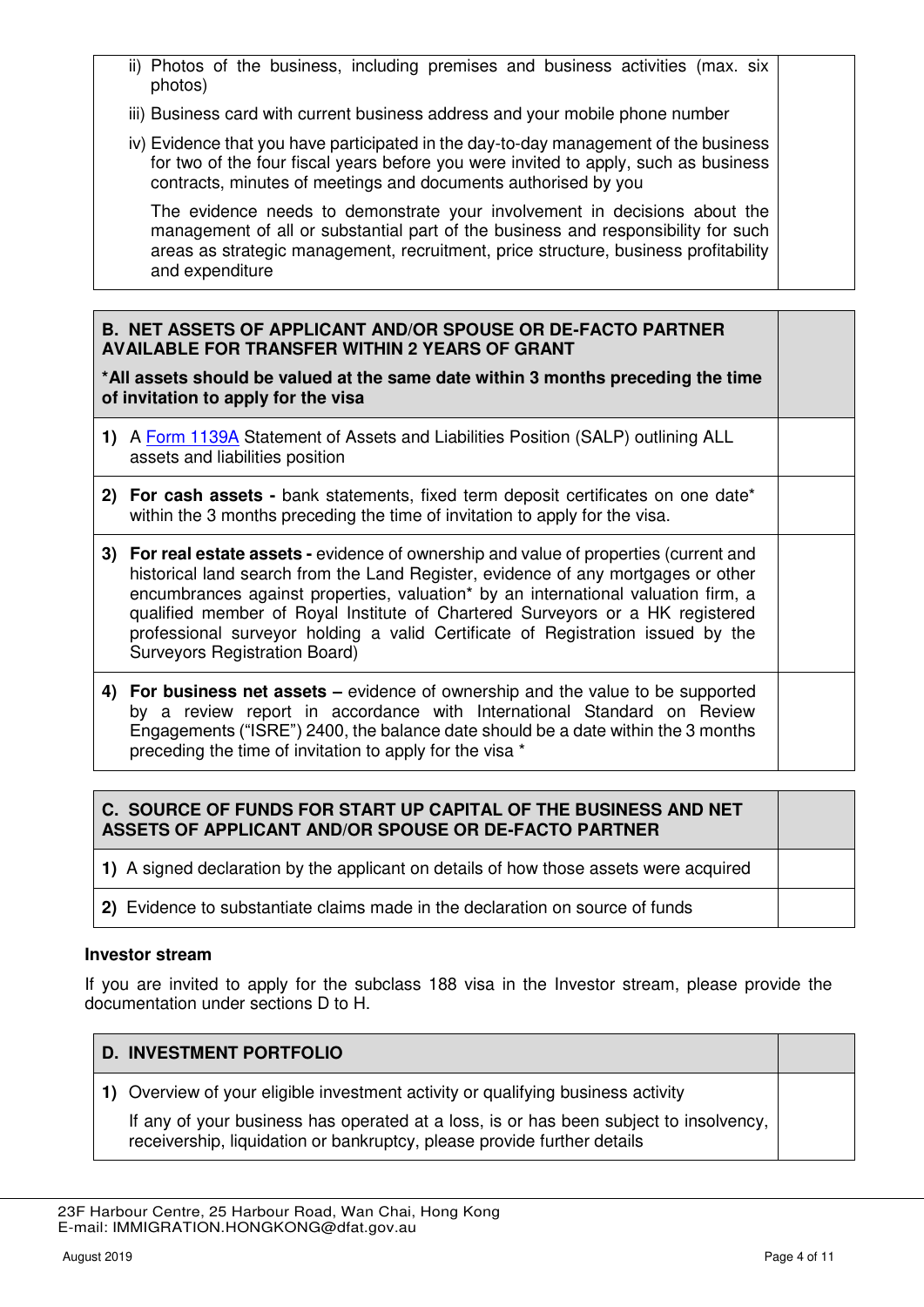| | |
|---|---|
| ii) Photos of the business, including premises and business activities (max. six photos) | |
| iii) Business card with current business address and your mobile phone number | |
| iv) Evidence that you have participated in the day-to-day management of the business for two of the four fiscal years before you were invited to apply, such as business contracts, minutes of meetings and documents authorised by you<br><br>The evidence needs to demonstrate your involvement in decisions about the management of all or substantial part of the business and responsibility for such areas as strategic management, recruitment, price structure, business profitability and expenditure | |

| **B. NET ASSETS OF APPLICANT AND/OR SPOUSE OR DE-FACTO PARTNER AVAILABLE FOR TRANSFER WITHIN 2 YEARS OF GRANT**<br><br>***All assets should be valued at the same date within 3 months preceding the time of invitation to apply for the visa** | |
|---|---|
| **1)** A Form 1139A Statement of Assets and Liabilities Position (SALP) outlining ALL assets and liabilities position | |
| **2) For cash assets -** bank statements, fixed term deposit certificates on one date* within the 3 months preceding the time of invitation to apply for the visa. | |
| **3) For real estate assets -** evidence of ownership and value of properties (current and historical land search from the Land Register, evidence of any mortgages or other encumbrances against properties, valuation* by an international valuation firm, a qualified member of Royal Institute of Chartered Surveyors or a HK registered professional surveyor holding a valid Certificate of Registration issued by the Surveyors Registration Board) | |
| **4) For business net assets –** evidence of ownership and the value to be supported by a review report in accordance with International Standard on Review Engagements ("ISRE") 2400, the balance date should be a date within the 3 months preceding the time of invitation to apply for the visa * | |

| **C. SOURCE OF FUNDS FOR START UP CAPITAL OF THE BUSINESS AND NET ASSETS OF APPLICANT AND/OR SPOUSE OR DE-FACTO PARTNER** | |
|---|---|
| **1)** A signed declaration by the applicant on details of how those assets were acquired | |
| **2)** Evidence to substantiate claims made in the declaration on source of funds | |

**Investor stream**

If you are invited to apply for the subclass 188 visa in the Investor stream, please provide the documentation under sections D to H.

| **D. INVESTMENT PORTFOLIO** | |
|---|---|
| **1)** Overview of your eligible investment activity or qualifying business activity<br><br>If any of your business has operated at a loss, is or has been subject to insolvency, receivership, liquidation or bankruptcy, please provide further details | |

23F Harbour Centre, 25 Harbour Road, Wan Chai, Hong Kong
E-mail: IMMIGRATION.HONGKONG@dfat.gov.au

August 2019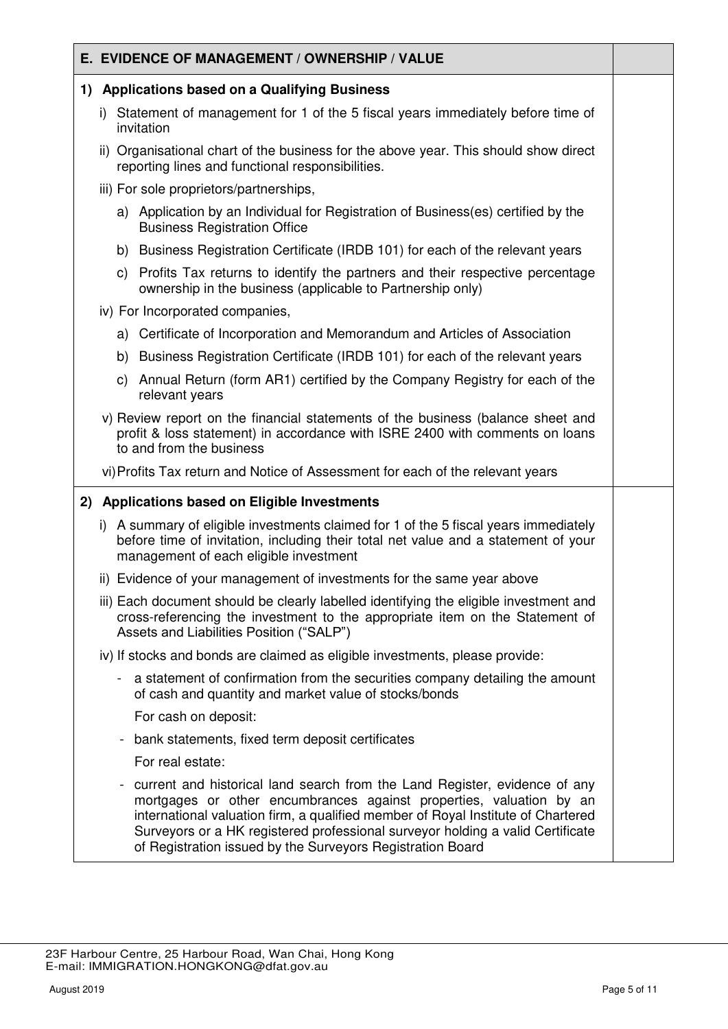| E. EVIDENCE OF MANAGEMENT / OWNERSHIP / VALUE | |
|---|---|
| **1) Applications based on a Qualifying Business**<br>i) Statement of management for 1 of the 5 fiscal years immediately before time of invitation<br>ii) Organisational chart of the business for the above year. This should show direct reporting lines and functional responsibilities.<br>iii) For sole proprietors/partnerships,<br>a) Application by an Individual for Registration of Business(es) certified by the Business Registration Office<br>b) Business Registration Certificate (IRDB 101) for each of the relevant years<br>c) Profits Tax returns to identify the partners and their respective percentage ownership in the business (applicable to Partnership only)<br>iv) For Incorporated companies,<br>a) Certificate of Incorporation and Memorandum and Articles of Association<br>b) Business Registration Certificate (IRDB 101) for each of the relevant years<br>c) Annual Return (form AR1) certified by the Company Registry for each of the relevant years<br>v) Review report on the financial statements of the business (balance sheet and profit & loss statement) in accordance with ISRE 2400 with comments on loans to and from the business<br>vi) Profits Tax return and Notice of Assessment for each of the relevant years | |
| **2) Applications based on Eligible Investments**<br>i) A summary of eligible investments claimed for 1 of the 5 fiscal years immediately before time of invitation, including their total net value and a statement of your management of each eligible investment<br>ii) Evidence of your management of investments for the same year above<br>iii) Each document should be clearly labelled identifying the eligible investment and cross-referencing the investment to the appropriate item on the Statement of Assets and Liabilities Position ("SALP")<br>iv) If stocks and bonds are claimed as eligible investments, please provide:<br>- a statement of confirmation from the securities company detailing the amount of cash and quantity and market value of stocks/bonds<br>For cash on deposit:<br>- bank statements, fixed term deposit certificates<br>For real estate:<br>- current and historical land search from the Land Register, evidence of any mortgages or other encumbrances against properties, valuation by an international valuation firm, a qualified member of Royal Institute of Chartered Surveyors or a HK registered professional surveyor holding a valid Certificate of Registration issued by the Surveyors Registration Board | |

23F Harbour Centre, 25 Harbour Road, Wan Chai, Hong Kong
E-mail: IMMIGRATION.HONGKONG@dfat.gov.au

August 2019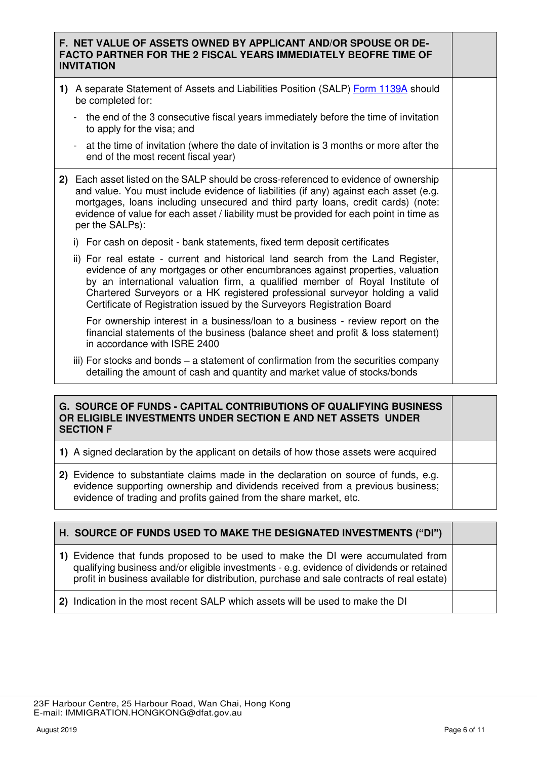| F. NET VALUE OF ASSETS OWNED BY APPLICANT AND/OR SPOUSE OR DE-FACTO PARTNER FOR THE 2 FISCAL YEARS IMMEDIATELY BEOFRE TIME OF INVITATION | |
|---|---|
| **1)** A separate Statement of Assets and Liabilities Position (SALP) Form 1139A should be completed for:<br>- the end of the 3 consecutive fiscal years immediately before the time of invitation to apply for the visa; and<br>- at the time of invitation (where the date of invitation is 3 months or more after the end of the most recent fiscal year) | |
| **2)** Each asset listed on the SALP should be cross-referenced to evidence of ownership and value. You must include evidence of liabilities (if any) against each asset (e.g. mortgages, loans including unsecured and third party loans, credit cards) (note: evidence of value for each asset / liability must be provided for each point in time as per the SALPs):<br>i) For cash on deposit - bank statements, fixed term deposit certificates<br>ii) For real estate - current and historical land search from the Land Register, evidence of any mortgages or other encumbrances against properties, valuation by an international valuation firm, a qualified member of Royal Institute of Chartered Surveyors or a HK registered professional surveyor holding a valid Certificate of Registration issued by the Surveyors Registration Board<br>For ownership interest in a business/loan to a business - review report on the financial statements of the business (balance sheet and profit & loss statement) in accordance with ISRE 2400<br>iii) For stocks and bonds – a statement of confirmation from the securities company detailing the amount of cash and quantity and market value of stocks/bonds | |

| G. SOURCE OF FUNDS - CAPITAL CONTRIBUTIONS OF QUALIFYING BUSINESS OR ELIGIBLE INVESTMENTS UNDER SECTION E AND NET ASSETS UNDER SECTION F | |
|---|---|
| **1)** A signed declaration by the applicant on details of how those assets were acquired | |
| **2)** Evidence to substantiate claims made in the declaration on source of funds, e.g. evidence supporting ownership and dividends received from a previous business; evidence of trading and profits gained from the share market, etc. | |

| H. SOURCE OF FUNDS USED TO MAKE THE DESIGNATED INVESTMENTS ("DI") | |
|---|---|
| **1)** Evidence that funds proposed to be used to make the DI were accumulated from qualifying business and/or eligible investments - e.g. evidence of dividends or retained profit in business available for distribution, purchase and sale contracts of real estate) | |
| **2)** Indication in the most recent SALP which assets will be used to make the DI | |

23F Harbour Centre, 25 Harbour Road, Wan Chai, Hong Kong
E-mail: IMMIGRATION.HONGKONG@dfat.gov.au

August 2019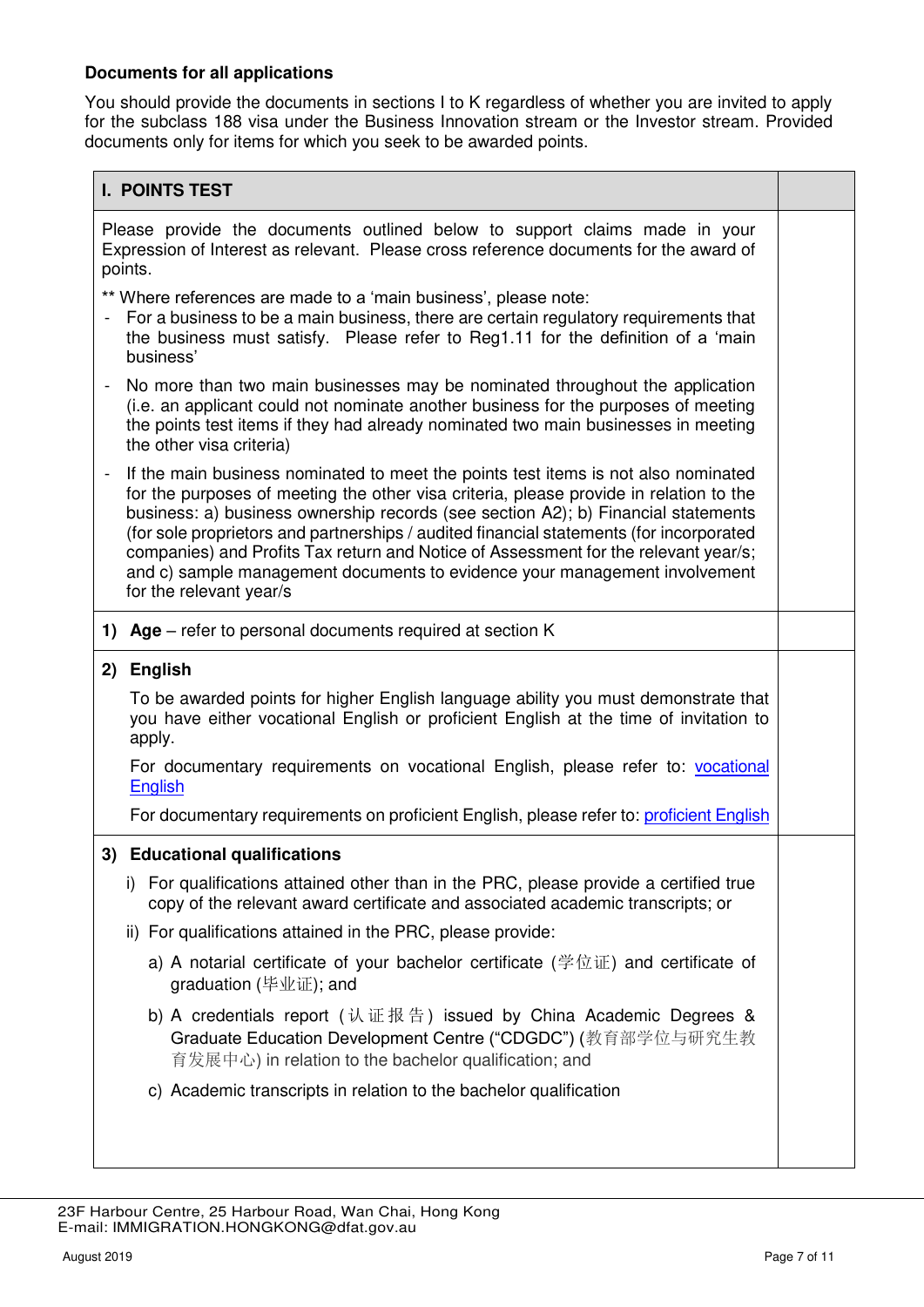**Documents for all applications**

You should provide the documents in sections I to K regardless of whether you are invited to apply for the subclass 188 visa under the Business Innovation stream or the Investor stream. Provided documents only for items for which you seek to be awarded points.

| I. POINTS TEST | |
|---|---|
| Please provide the documents outlined below to support claims made in your Expression of Interest as relevant. Please cross reference documents for the award of points.<br><br>** Where references are made to a 'main business', please note:<br>- For a business to be a main business, there are certain regulatory requirements that the business must satisfy. Please refer to Reg1.11 for the definition of a 'main business'<br>- No more than two main businesses may be nominated throughout the application (i.e. an applicant could not nominate another business for the purposes of meeting the points test items if they had already nominated two main businesses in meeting the other visa criteria)<br>- If the main business nominated to meet the points test items is not also nominated for the purposes of meeting the other visa criteria, please provide in relation to the business: a) business ownership records (see section A2); b) Financial statements (for sole proprietors and partnerships / audited financial statements (for incorporated companies) and Profits Tax return and Notice of Assessment for the relevant year/s; and c) sample management documents to evidence your management involvement for the relevant year/s | |
| **1) Age** – refer to personal documents required at section K | |
| **2) English**<br><br>To be awarded points for higher English language ability you must demonstrate that you have either vocational English or proficient English at the time of invitation to apply.<br><br>For documentary requirements on vocational English, please refer to: vocational English<br><br>For documentary requirements on proficient English, please refer to: proficient English | |
| **3) Educational qualifications**<br><br>i) For qualifications attained other than in the PRC, please provide a certified true copy of the relevant award certificate and associated academic transcripts; or<br><br>ii) For qualifications attained in the PRC, please provide:<br><br>a) A notarial certificate of your bachelor certificate (学位证) and certificate of graduation (毕业证); and<br><br>b) A credentials report (认证报告) issued by China Academic Degrees & Graduate Education Development Centre ("CDGDC") (教育部学位与研究生教育发展中心) in relation to the bachelor qualification; and<br><br>c) Academic transcripts in relation to the bachelor qualification | |

23F Harbour Centre, 25 Harbour Road, Wan Chai, Hong Kong
E-mail: IMMIGRATION.HONGKONG@dfat.gov.au

August 2019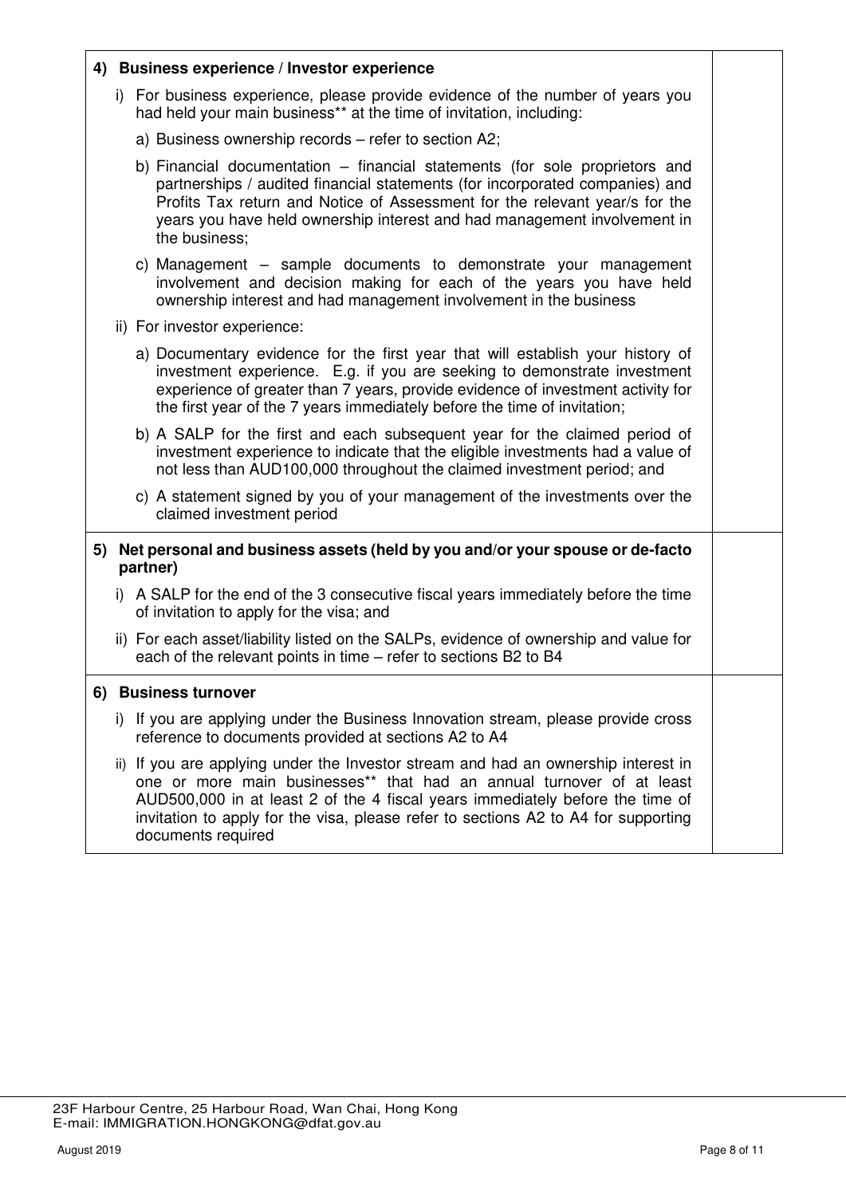| | |
|---|---|
| **4) Business experience / Investor experience**<br><br>i) For business experience, please provide evidence of the number of years you had held your main business** at the time of invitation, including:<br><br>a) Business ownership records – refer to section A2;<br><br>b) Financial documentation – financial statements (for sole proprietors and partnerships / audited financial statements (for incorporated companies) and Profits Tax return and Notice of Assessment for the relevant year/s for the years you have held ownership interest and had management involvement in the business;<br><br>c) Management – sample documents to demonstrate your management involvement and decision making for each of the years you have held ownership interest and had management involvement in the business<br><br>ii) For investor experience:<br><br>a) Documentary evidence for the first year that will establish your history of investment experience. E.g. if you are seeking to demonstrate investment experience of greater than 7 years, provide evidence of investment activity for the first year of the 7 years immediately before the time of invitation;<br><br>b) A SALP for the first and each subsequent year for the claimed period of investment experience to indicate that the eligible investments had a value of not less than AUD100,000 throughout the claimed investment period; and<br><br>c) A statement signed by you of your management of the investments over the claimed investment period | |
| **5) Net personal and business assets (held by you and/or your spouse or de-facto partner)**<br><br>i) A SALP for the end of the 3 consecutive fiscal years immediately before the time of invitation to apply for the visa; and<br><br>ii) For each asset/liability listed on the SALPs, evidence of ownership and value for each of the relevant points in time – refer to sections B2 to B4 | |
| **6) Business turnover**<br><br>i) If you are applying under the Business Innovation stream, please provide cross reference to documents provided at sections A2 to A4<br><br>ii) If you are applying under the Investor stream and had an ownership interest in one or more main businesses** that had an annual turnover of at least AUD500,000 in at least 2 of the 4 fiscal years immediately before the time of invitation to apply for the visa, please refer to sections A2 to A4 for supporting documents required | |

23F Harbour Centre, 25 Harbour Road, Wan Chai, Hong Kong
E-mail: IMMIGRATION.HONGKONG@dfat.gov.au

August 2019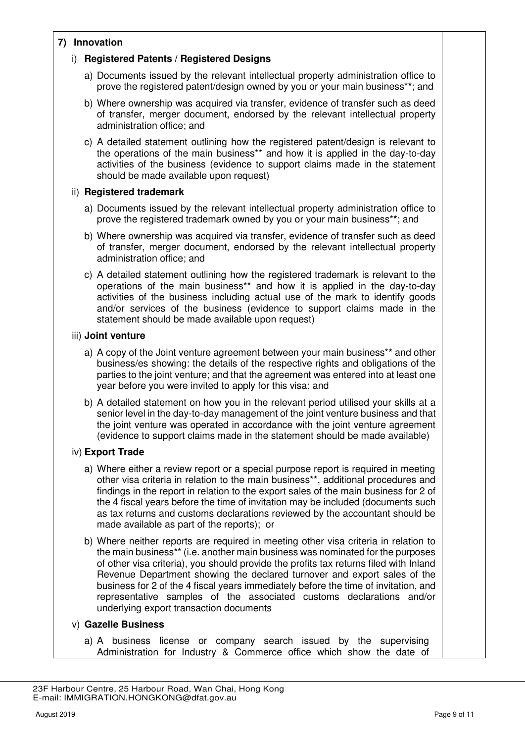**7) Innovation**

i) **Registered Patents / Registered Designs**

a) Documents issued by the relevant intellectual property administration office to prove the registered patent/design owned by you or your main business**; and

b) Where ownership was acquired via transfer, evidence of transfer such as deed of transfer, merger document, endorsed by the relevant intellectual property administration office; and

c) A detailed statement outlining how the registered patent/design is relevant to the operations of the main business** and how it is applied in the day-to-day activities of the business (evidence to support claims made in the statement should be made available upon request)

ii) **Registered trademark**

a) Documents issued by the relevant intellectual property administration office to prove the registered trademark owned by you or your main business**; and

b) Where ownership was acquired via transfer, evidence of transfer such as deed of transfer, merger document, endorsed by the relevant intellectual property administration office; and

c) A detailed statement outlining how the registered trademark is relevant to the operations of the main business** and how it is applied in the day-to-day activities of the business including actual use of the mark to identify goods and/or services of the business (evidence to support claims made in the statement should be made available upon request)

iii) **Joint venture**

a) A copy of the Joint venture agreement between your main business** and other business/es showing: the details of the respective rights and obligations of the parties to the joint venture; and that the agreement was entered into at least one year before you were invited to apply for this visa; and

b) A detailed statement on how you in the relevant period utilised your skills at a senior level in the day-to-day management of the joint venture business and that the joint venture was operated in accordance with the joint venture agreement (evidence to support claims made in the statement should be made available)

iv) **Export Trade**

a) Where either a review report or a special purpose report is required in meeting other visa criteria in relation to the main business**, additional procedures and findings in the report in relation to the export sales of the main business for 2 of the 4 fiscal years before the time of invitation may be included (documents such as tax returns and customs declarations reviewed by the accountant should be made available as part of the reports); or

b) Where neither reports are required in meeting other visa criteria in relation to the main business** (i.e. another main business was nominated for the purposes of other visa criteria), you should provide the profits tax returns filed with Inland Revenue Department showing the declared turnover and export sales of the business for 2 of the 4 fiscal years immediately before the time of invitation, and representative samples of the associated customs declarations and/or underlying export transaction documents

v) **Gazelle Business**

a) A business license or company search issued by the supervising Administration for Industry & Commerce office which show the date of

23F Harbour Centre, 25 Harbour Road, Wan Chai, Hong Kong
E-mail: IMMIGRATION.HONGKONG@dfat.gov.au

August 2019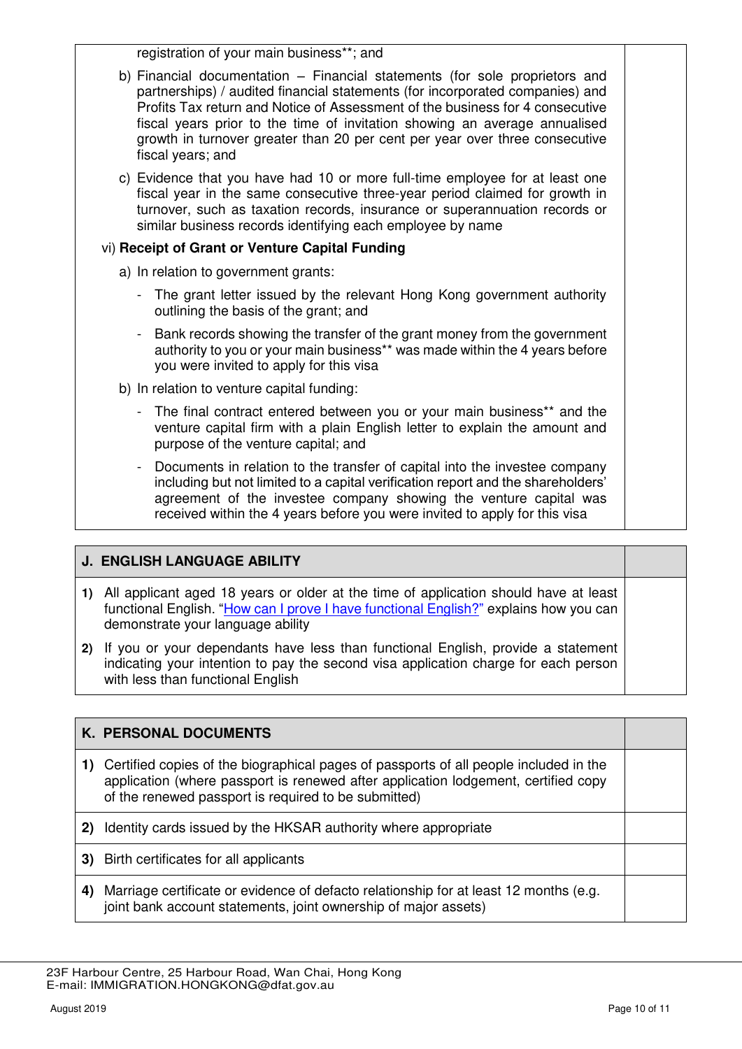| | |
|---|---|
| registration of your main business**; and<br><br>b) Financial documentation – Financial statements (for sole proprietors and partnerships) / audited financial statements (for incorporated companies) and Profits Tax return and Notice of Assessment of the business for 4 consecutive fiscal years prior to the time of invitation showing an average annualised growth in turnover greater than 20 per cent per year over three consecutive fiscal years; and<br><br>c) Evidence that you have had 10 or more full-time employee for at least one fiscal year in the same consecutive three-year period claimed for growth in turnover, such as taxation records, insurance or superannuation records or similar business records identifying each employee by name<br><br>vi) **Receipt of Grant or Venture Capital Funding**<br><br>a) In relation to government grants:<br><br>- The grant letter issued by the relevant Hong Kong government authority outlining the basis of the grant; and<br>- Bank records showing the transfer of the grant money from the government authority to you or your main business** was made within the 4 years before you were invited to apply for this visa<br><br>b) In relation to venture capital funding:<br><br>- The final contract entered between you or your main business** and the venture capital firm with a plain English letter to explain the amount and purpose of the venture capital; and<br>- Documents in relation to the transfer of capital into the investee company including but not limited to a capital verification report and the shareholders' agreement of the investee company showing the venture capital was received within the 4 years before you were invited to apply for this visa | |

| **J. ENGLISH LANGUAGE ABILITY** | |
|---|---|
| **1)** All applicant aged 18 years or older at the time of application should have at least functional English. "How can I prove I have functional English?" explains how you can demonstrate your language ability | |
| **2)** If you or your dependants have less than functional English, provide a statement indicating your intention to pay the second visa application charge for each person with less than functional English | |

| **K. PERSONAL DOCUMENTS** | |
|---|---|
| **1)** Certified copies of the biographical pages of passports of all people included in the application (where passport is renewed after application lodgement, certified copy of the renewed passport is required to be submitted) | |
| **2)** Identity cards issued by the HKSAR authority where appropriate | |
| **3)** Birth certificates for all applicants | |
| **4)** Marriage certificate or evidence of defacto relationship for at least 12 months (e.g. joint bank account statements, joint ownership of major assets) | |

23F Harbour Centre, 25 Harbour Road, Wan Chai, Hong Kong
E-mail: IMMIGRATION.HONGKONG@dfat.gov.au

August 2019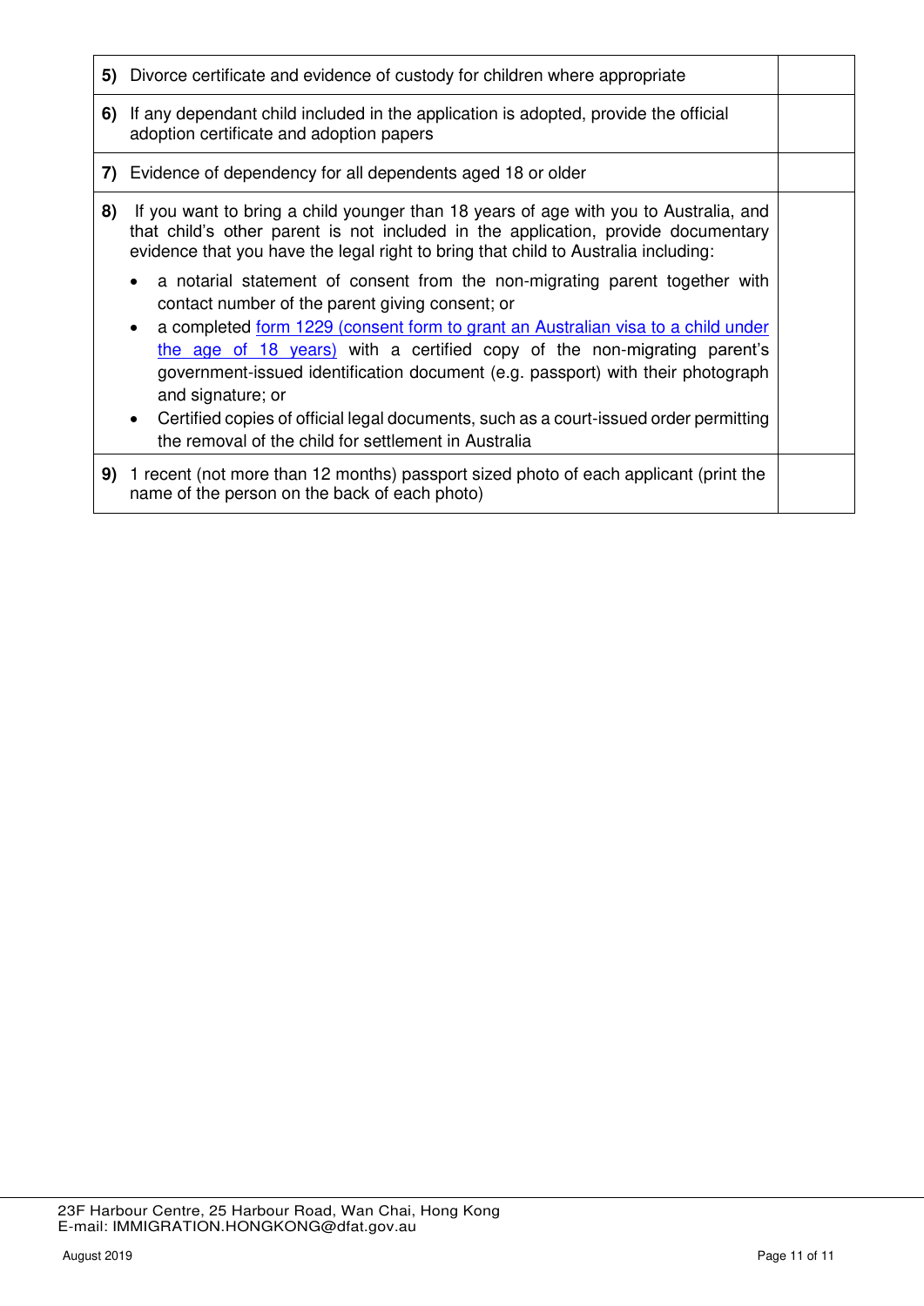| | |
|---|---|
| **5)** Divorce certificate and evidence of custody for children where appropriate | |
| **6)** If any dependant child included in the application is adopted, provide the official adoption certificate and adoption papers | |
| **7)** Evidence of dependency for all dependents aged 18 or older | |
| **8)** If you want to bring a child younger than 18 years of age with you to Australia, and that child's other parent is not included in the application, provide documentary evidence that you have the legal right to bring that child to Australia including:<br>• a notarial statement of consent from the non-migrating parent together with contact number of the parent giving consent; or<br>• a completed form 1229 (consent form to grant an Australian visa to a child under the age of 18 years) with a certified copy of the non-migrating parent's government-issued identification document (e.g. passport) with their photograph and signature; or<br>• Certified copies of official legal documents, such as a court-issued order permitting the removal of the child for settlement in Australia | |
| **9)** 1 recent (not more than 12 months) passport sized photo of each applicant (print the name of the person on the back of each photo) | |

23F Harbour Centre, 25 Harbour Road, Wan Chai, Hong Kong
E-mail: IMMIGRATION.HONGKONG@dfat.gov.au

August 2019